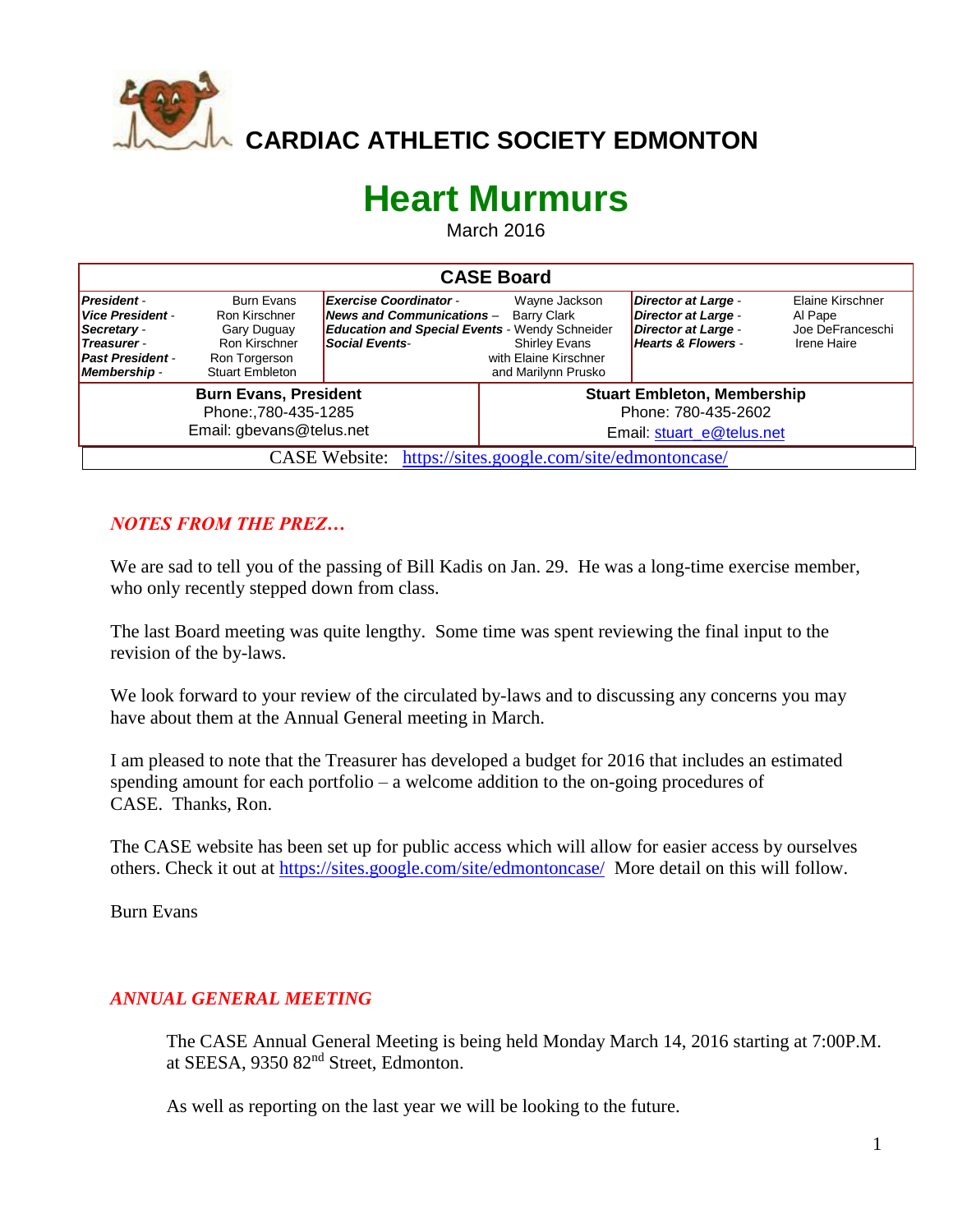# CARDIAC ATHLETIC SOCIETY EDMONTON

# Heart Murmurs

March 2016

| CASE Board | | | | | |
|---|---|---|---|---|---|
| ***President*** - | Burn Evans | ***Exercise Coordinator*** - | Wayne Jackson | ***Director at Large*** - | Elaine Kirschner |
| ***Vice President*** - | Ron Kirschner | ***News and Communications*** – | Barry Clark | ***Director at Large*** - | Al Pape |
| ***Secretary*** - | Gary Duguay | ***Education and Special Events*** - | Wendy Schneider | ***Director at Large*** - | Joe DeFranceschi |
| ***Treasurer*** - | Ron Kirschner | ***Social Events***- | Shirley Evans with Elaine Kirschner and Marilynn Prusko | ***Hearts & Flowers*** - | Irene Haire |
| ***Past President*** - | Ron Torgerson | | | | |
| ***Membership*** - | Stuart Embleton | | | | |
| **Burn Evans, President** Phone:,780-435-1285 Email: gbevans@telus.net | | | **Stuart Embleton, Membership** Phone: 780-435-2602 Email: stuart_e@telus.net | | |
| CASE Website: https://sites.google.com/site/edmontoncase/ | | | | | |

## *NOTES FROM THE PREZ…*

We are sad to tell you of the passing of Bill Kadis on Jan. 29. He was a long-time exercise member, who only recently stepped down from class.

The last Board meeting was quite lengthy. Some time was spent reviewing the final input to the revision of the by-laws.

We look forward to your review of the circulated by-laws and to discussing any concerns you may have about them at the Annual General meeting in March.

I am pleased to note that the Treasurer has developed a budget for 2016 that includes an estimated spending amount for each portfolio – a welcome addition to the on-going procedures of CASE. Thanks, Ron.

The CASE website has been set up for public access which will allow for easier access by ourselves others. Check it out at https://sites.google.com/site/edmontoncase/ More detail on this will follow.

Burn Evans

## *ANNUAL GENERAL MEETING*

The CASE Annual General Meeting is being held Monday March 14, 2016 starting at 7:00P.M. at SEESA, 9350 82nd Street, Edmonton.

As well as reporting on the last year we will be looking to the future.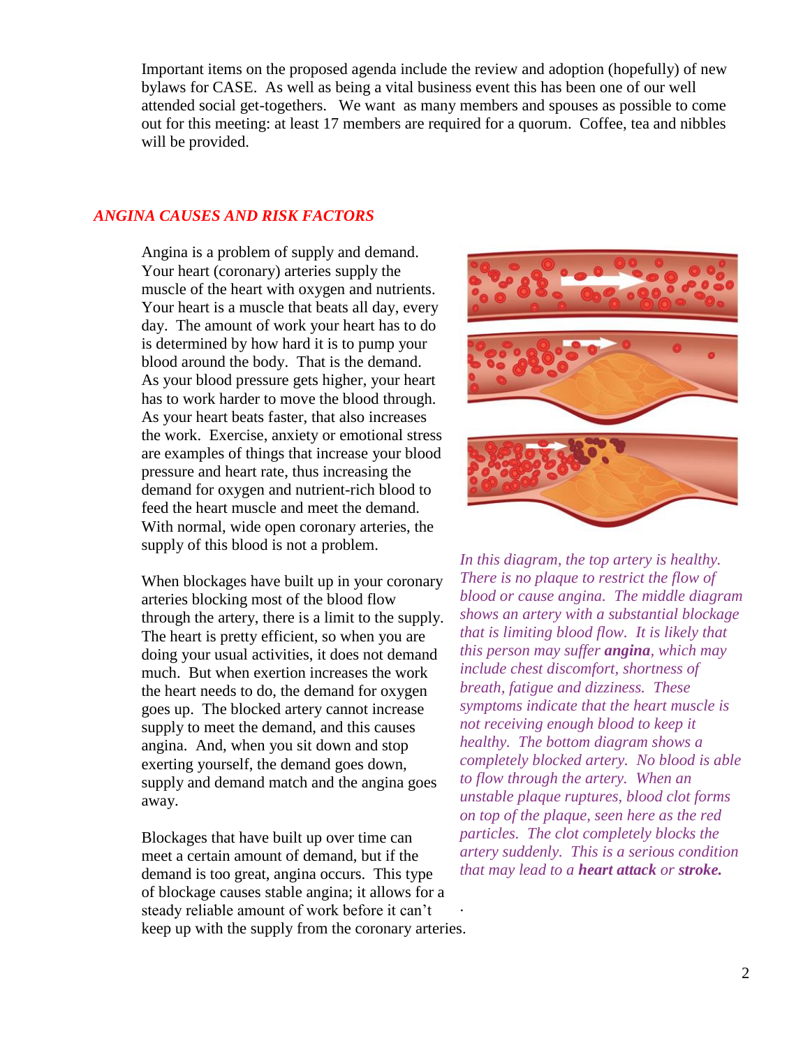Important items on the proposed agenda include the review and adoption (hopefully) of new bylaws for CASE. As well as being a vital business event this has been one of our well attended social get-togethers. We want as many members and spouses as possible to come out for this meeting: at least 17 members are required for a quorum. Coffee, tea and nibbles will be provided.

## *ANGINA CAUSES AND RISK FACTORS*

Angina is a problem of supply and demand. Your heart (coronary) arteries supply the muscle of the heart with oxygen and nutrients. Your heart is a muscle that beats all day, every day. The amount of work your heart has to do is determined by how hard it is to pump your blood around the body. That is the demand. As your blood pressure gets higher, your heart has to work harder to move the blood through. As your heart beats faster, that also increases the work. Exercise, anxiety or emotional stress are examples of things that increase your blood pressure and heart rate, thus increasing the demand for oxygen and nutrient-rich blood to feed the heart muscle and meet the demand. With normal, wide open coronary arteries, the supply of this blood is not a problem.

When blockages have built up in your coronary arteries blocking most of the blood flow through the artery, there is a limit to the supply. The heart is pretty efficient, so when you are doing your usual activities, it does not demand much. But when exertion increases the work the heart needs to do, the demand for oxygen goes up. The blocked artery cannot increase supply to meet the demand, and this causes angina. And, when you sit down and stop exerting yourself, the demand goes down, supply and demand match and the angina goes away.

Blockages that have built up over time can meet a certain amount of demand, but if the demand is too great, angina occurs. This type of blockage causes stable angina; it allows for a steady reliable amount of work before it can't keep up with the supply from the coronary arteries.

*In this diagram, the top artery is healthy. There is no plaque to restrict the flow of blood or cause angina. The middle diagram shows an artery with a substantial blockage that is limiting blood flow. It is likely that this person may suffer* ***angina****, which may include chest discomfort, shortness of breath, fatigue and dizziness. These symptoms indicate that the heart muscle is not receiving enough blood to keep it healthy. The bottom diagram shows a completely blocked artery. No blood is able to flow through the artery. When an unstable plaque ruptures, blood clot forms on top of the plaque, seen here as the red particles. The clot completely blocks the artery suddenly. This is a serious condition that may lead to a* ***heart attack*** *or* ***stroke.***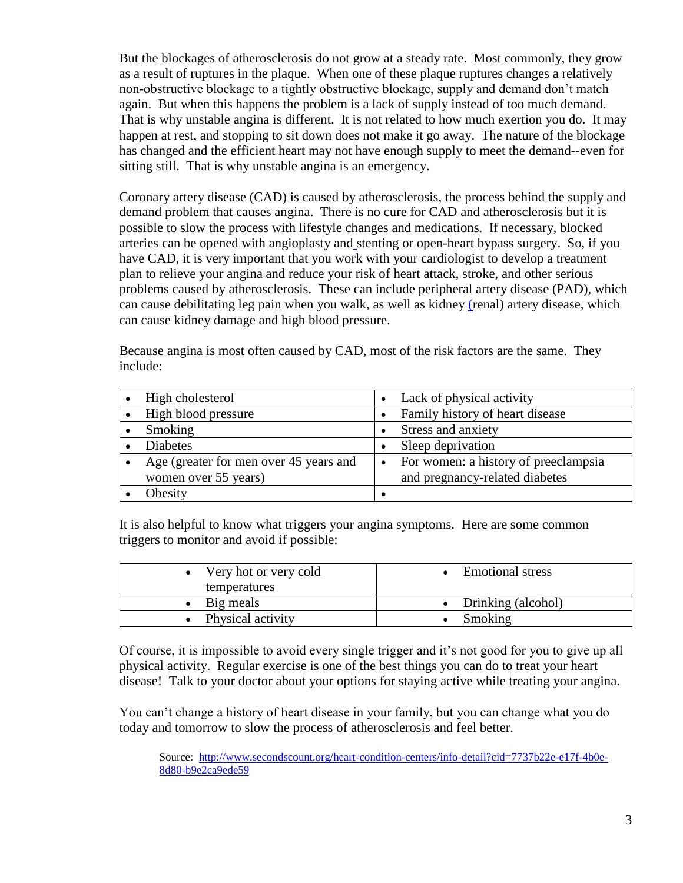But the blockages of atherosclerosis do not grow at a steady rate. Most commonly, they grow as a result of ruptures in the plaque. When one of these plaque ruptures changes a relatively non-obstructive blockage to a tightly obstructive blockage, supply and demand don't match again. But when this happens the problem is a lack of supply instead of too much demand. That is why unstable angina is different. It is not related to how much exertion you do. It may happen at rest, and stopping to sit down does not make it go away. The nature of the blockage has changed and the efficient heart may not have enough supply to meet the demand--even for sitting still. That is why unstable angina is an emergency.

Coronary artery disease (CAD) is caused by atherosclerosis, the process behind the supply and demand problem that causes angina. There is no cure for CAD and atherosclerosis but it is possible to slow the process with lifestyle changes and medications. If necessary, blocked arteries can be opened with angioplasty and stenting or open-heart bypass surgery. So, if you have CAD, it is very important that you work with your cardiologist to develop a treatment plan to relieve your angina and reduce your risk of heart attack, stroke, and other serious problems caused by atherosclerosis. These can include peripheral artery disease (PAD), which can cause debilitating leg pain when you walk, as well as kidney (renal) artery disease, which can cause kidney damage and high blood pressure.

Because angina is most often caused by CAD, most of the risk factors are the same. They include:

| | |
|---|---|
| • High cholesterol | • Lack of physical activity |
| • High blood pressure | • Family history of heart disease |
| • Smoking | • Stress and anxiety |
| • Diabetes | • Sleep deprivation |
| • Age (greater for men over 45 years and women over 55 years) | • For women: a history of preeclampsia and pregnancy-related diabetes |
| • Obesity | • |

It is also helpful to know what triggers your angina symptoms. Here are some common triggers to monitor and avoid if possible:

| | |
|---|---|
| • Very hot or very cold temperatures | • Emotional stress |
| • Big meals | • Drinking (alcohol) |
| • Physical activity | • Smoking |

Of course, it is impossible to avoid every single trigger and it's not good for you to give up all physical activity. Regular exercise is one of the best things you can do to treat your heart disease! Talk to your doctor about your options for staying active while treating your angina.

You can't change a history of heart disease in your family, but you can change what you do today and tomorrow to slow the process of atherosclerosis and feel better.

Source: http://www.secondscount.org/heart-condition-centers/info-detail?cid=7737b22e-e17f-4b0e-8d80-b9e2ca9ede59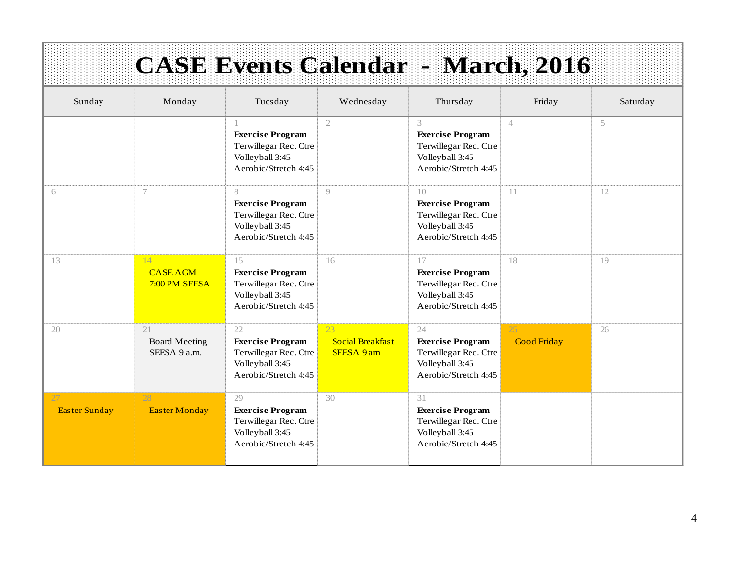# CASE Events Calendar - March, 2016

| Sunday | Monday | Tuesday | Wednesday | Thursday | Friday | Saturday |
| --- | --- | --- | --- | --- | --- | --- |
| | | 1 **Exercise Program** Terwillegar Rec. Ctre Volleyball 3:45 Aerobic/Stretch 4:45 | 2 | 3 **Exercise Program** Terwillegar Rec. Ctre Volleyball 3:45 Aerobic/Stretch 4:45 | 4 | 5 |
| 6 | 7 | 8 **Exercise Program** Terwillegar Rec. Ctre Volleyball 3:45 Aerobic/Stretch 4:45 | 9 | 10 **Exercise Program** Terwillegar Rec. Ctre Volleyball 3:45 Aerobic/Stretch 4:45 | 11 | 12 |
| 13 | 14 CASE AGM 7:00 PM SEESA | 15 **Exercise Program** Terwillegar Rec. Ctre Volleyball 3:45 Aerobic/Stretch 4:45 | 16 | 17 **Exercise Program** Terwillegar Rec. Ctre Volleyball 3:45 Aerobic/Stretch 4:45 | 18 | 19 |
| 20 | 21 Board Meeting SEESA 9 a.m. | 22 **Exercise Program** Terwillegar Rec. Ctre Volleyball 3:45 Aerobic/Stretch 4:45 | 23 Social Breakfast SEESA 9 am | 24 **Exercise Program** Terwillegar Rec. Ctre Volleyball 3:45 Aerobic/Stretch 4:45 | 25 Good Friday | 26 |
| 27 Easter Sunday | 28 Easter Monday | 29 **Exercise Program** Terwillegar Rec. Ctre Volleyball 3:45 Aerobic/Stretch 4:45 | 30 | 31 **Exercise Program** Terwillegar Rec. Ctre Volleyball 3:45 Aerobic/Stretch 4:45 | | |